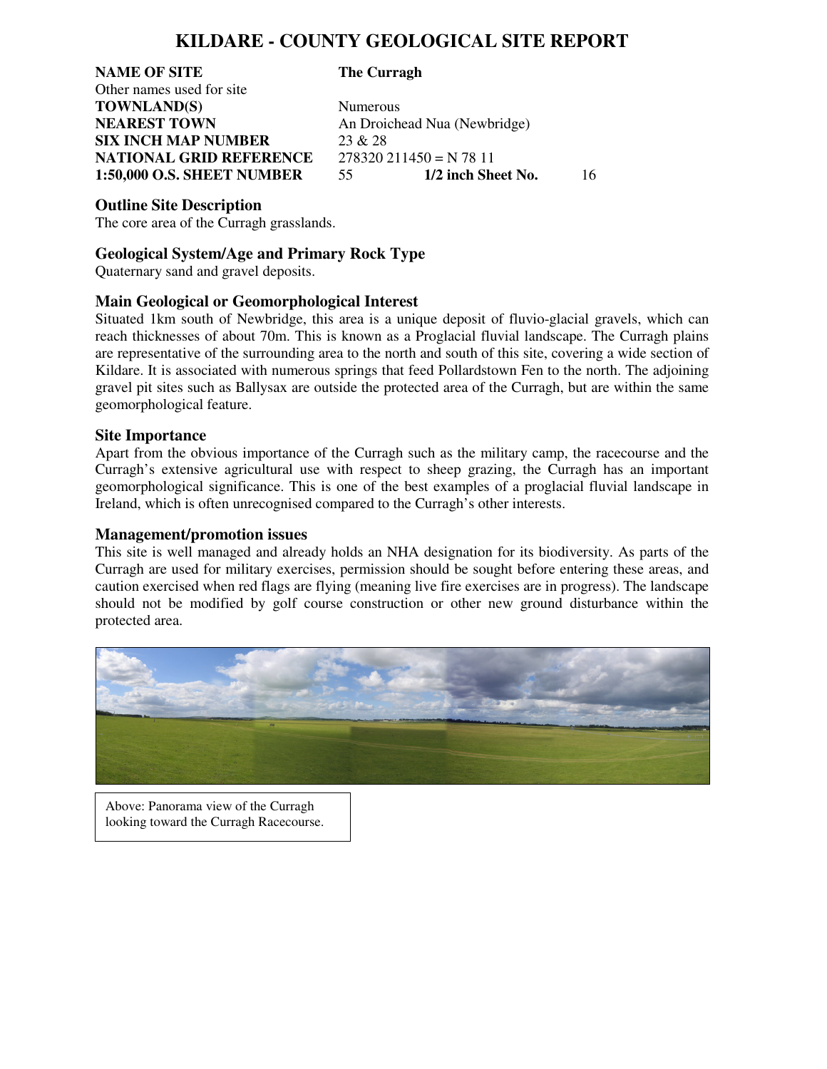# KILDARE - COUNTY GEOLOGICAL SITE REPORT

| | |
|---|---|
| **NAME OF SITE** | **The Curragh** |
| Other names used for site | |
| **TOWNLAND(S)** | Numerous |
| **NEAREST TOWN** | An Droichead Nua (Newbridge) |
| **SIX INCH MAP NUMBER** | 23 & 28 |
| **NATIONAL GRID REFERENCE** | 278320 211450 = N 78 11 |
| **1:50,000 O.S. SHEET NUMBER** | 55 **1/2 inch Sheet No.** 16 |

## Outline Site Description

The core area of the Curragh grasslands.

## Geological System/Age and Primary Rock Type

Quaternary sand and gravel deposits.

## Main Geological or Geomorphological Interest

Situated 1km south of Newbridge, this area is a unique deposit of fluvio-glacial gravels, which can reach thicknesses of about 70m. This is known as a Proglacial fluvial landscape. The Curragh plains are representative of the surrounding area to the north and south of this site, covering a wide section of Kildare. It is associated with numerous springs that feed Pollardstown Fen to the north. The adjoining gravel pit sites such as Ballysax are outside the protected area of the Curragh, but are within the same geomorphological feature.

## Site Importance

Apart from the obvious importance of the Curragh such as the military camp, the racecourse and the Curragh's extensive agricultural use with respect to sheep grazing, the Curragh has an important geomorphological significance. This is one of the best examples of a proglacial fluvial landscape in Ireland, which is often unrecognised compared to the Curragh's other interests.

## Management/promotion issues

This site is well managed and already holds an NHA designation for its biodiversity. As parts of the Curragh are used for military exercises, permission should be sought before entering these areas, and caution exercised when red flags are flying (meaning live fire exercises are in progress). The landscape should not be modified by golf course construction or other new ground disturbance within the protected area.

Above: Panorama view of the Curragh looking toward the Curragh Racecourse.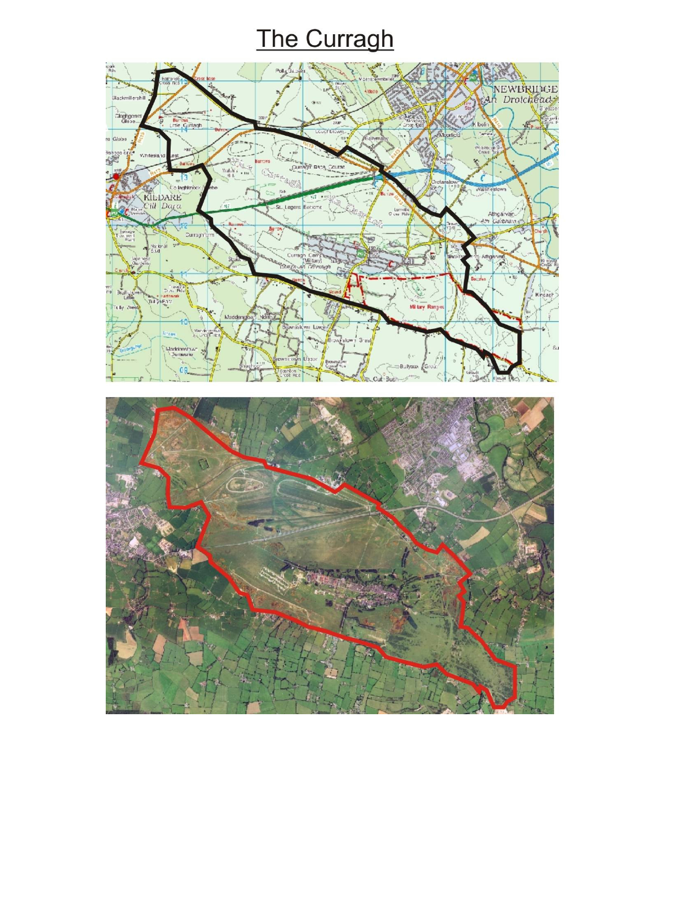# The Curragh